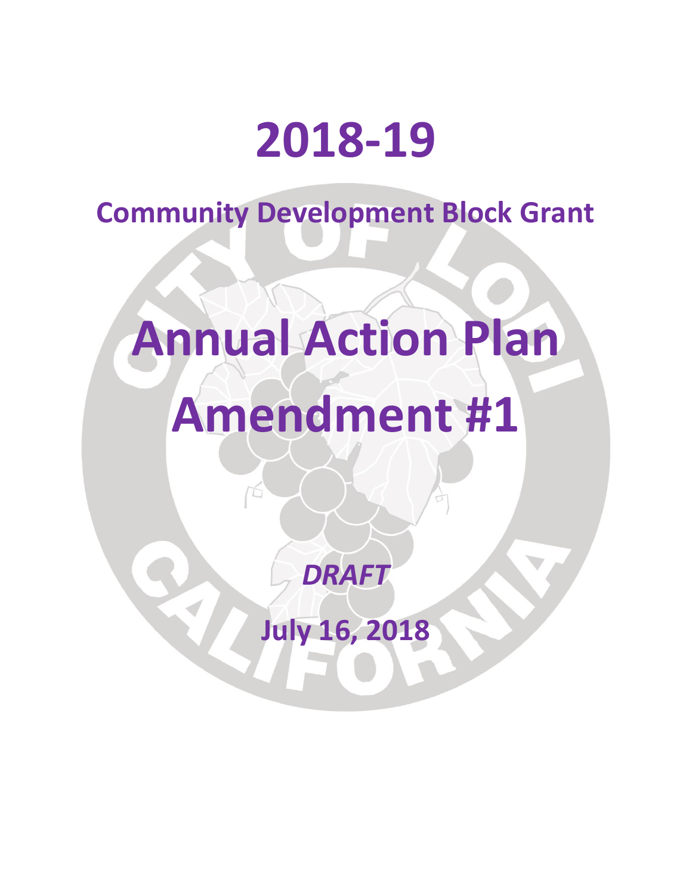# 2018-19

## Community Development Block Grant

# Annual Action Plan Amendment #1

***DRAFT***

**July 16, 2018**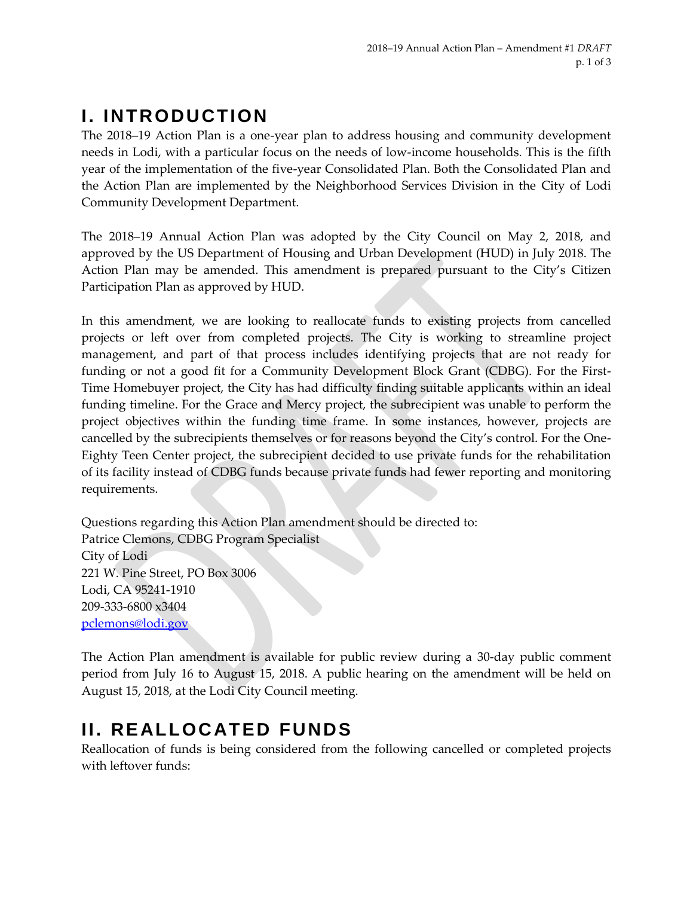# I. INTRODUCTION

The 2018–19 Action Plan is a one-year plan to address housing and community development needs in Lodi, with a particular focus on the needs of low-income households. This is the fifth year of the implementation of the five-year Consolidated Plan. Both the Consolidated Plan and the Action Plan are implemented by the Neighborhood Services Division in the City of Lodi Community Development Department.

The 2018–19 Annual Action Plan was adopted by the City Council on May 2, 2018, and approved by the US Department of Housing and Urban Development (HUD) in July 2018. The Action Plan may be amended. This amendment is prepared pursuant to the City's Citizen Participation Plan as approved by HUD.

In this amendment, we are looking to reallocate funds to existing projects from cancelled projects or left over from completed projects. The City is working to streamline project management, and part of that process includes identifying projects that are not ready for funding or not a good fit for a Community Development Block Grant (CDBG). For the First-Time Homebuyer project, the City has had difficulty finding suitable applicants within an ideal funding timeline. For the Grace and Mercy project, the subrecipient was unable to perform the project objectives within the funding time frame. In some instances, however, projects are cancelled by the subrecipients themselves or for reasons beyond the City's control. For the One-Eighty Teen Center project, the subrecipient decided to use private funds for the rehabilitation of its facility instead of CDBG funds because private funds had fewer reporting and monitoring requirements.

Questions regarding this Action Plan amendment should be directed to:
Patrice Clemons, CDBG Program Specialist
City of Lodi
221 W. Pine Street, PO Box 3006
Lodi, CA 95241-1910
209-333-6800 x3404
pclemons@lodi.gov

The Action Plan amendment is available for public review during a 30-day public comment period from July 16 to August 15, 2018. A public hearing on the amendment will be held on August 15, 2018, at the Lodi City Council meeting.

# II. REALLOCATED FUNDS

Reallocation of funds is being considered from the following cancelled or completed projects with leftover funds: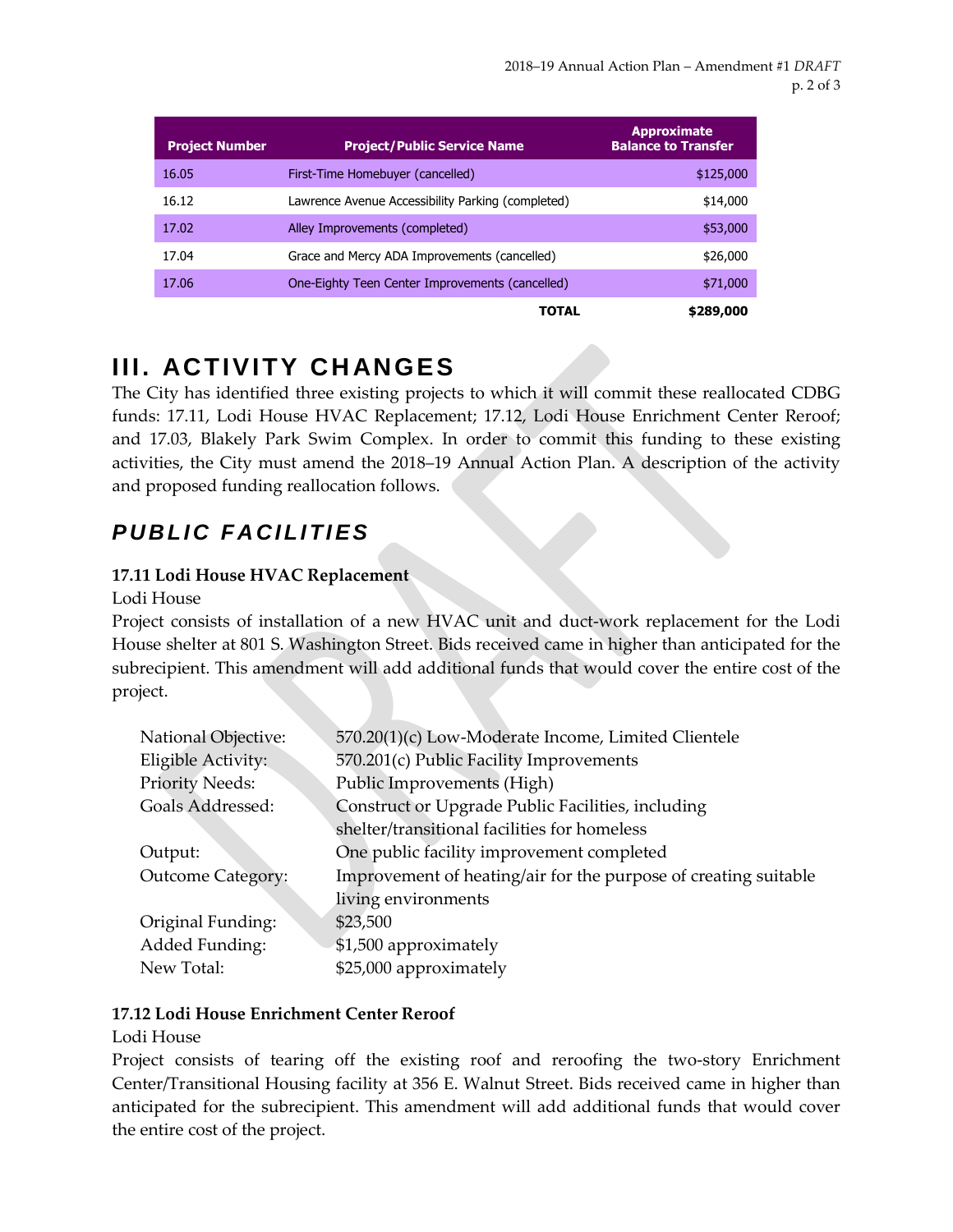| Project Number | Project/Public Service Name | Approximate Balance to Transfer |
|---|---|---|
| 16.05 | First-Time Homebuyer (cancelled) | $125,000 |
| 16.12 | Lawrence Avenue Accessibility Parking (completed) | $14,000 |
| 17.02 | Alley Improvements (completed) | $53,000 |
| 17.04 | Grace and Mercy ADA Improvements (cancelled) | $26,000 |
| 17.06 | One-Eighty Teen Center Improvements (cancelled) | $71,000 |
| | **TOTAL** | **$289,000** |

# III. ACTIVITY CHANGES

The City has identified three existing projects to which it will commit these reallocated CDBG funds: 17.11, Lodi House HVAC Replacement; 17.12, Lodi House Enrichment Center Reroof; and 17.03, Blakely Park Swim Complex. In order to commit this funding to these existing activities, the City must amend the 2018–19 Annual Action Plan. A description of the activity and proposed funding reallocation follows.

## *PUBLIC FACILITIES*

**17.11 Lodi House HVAC Replacement**

Lodi House

Project consists of installation of a new HVAC unit and duct-work replacement for the Lodi House shelter at 801 S. Washington Street. Bids received came in higher than anticipated for the subrecipient. This amendment will add additional funds that would cover the entire cost of the project.

| | |
|---|---|
| National Objective: | 570.20(1)(c) Low-Moderate Income, Limited Clientele |
| Eligible Activity: | 570.201(c) Public Facility Improvements |
| Priority Needs: | Public Improvements (High) |
| Goals Addressed: | Construct or Upgrade Public Facilities, including shelter/transitional facilities for homeless |
| Output: | One public facility improvement completed |
| Outcome Category: | Improvement of heating/air for the purpose of creating suitable living environments |
| Original Funding: | $23,500 |
| Added Funding: | $1,500 approximately |
| New Total: | $25,000 approximately |

**17.12 Lodi House Enrichment Center Reroof**

Lodi House

Project consists of tearing off the existing roof and reroofing the two-story Enrichment Center/Transitional Housing facility at 356 E. Walnut Street. Bids received came in higher than anticipated for the subrecipient. This amendment will add additional funds that would cover the entire cost of the project.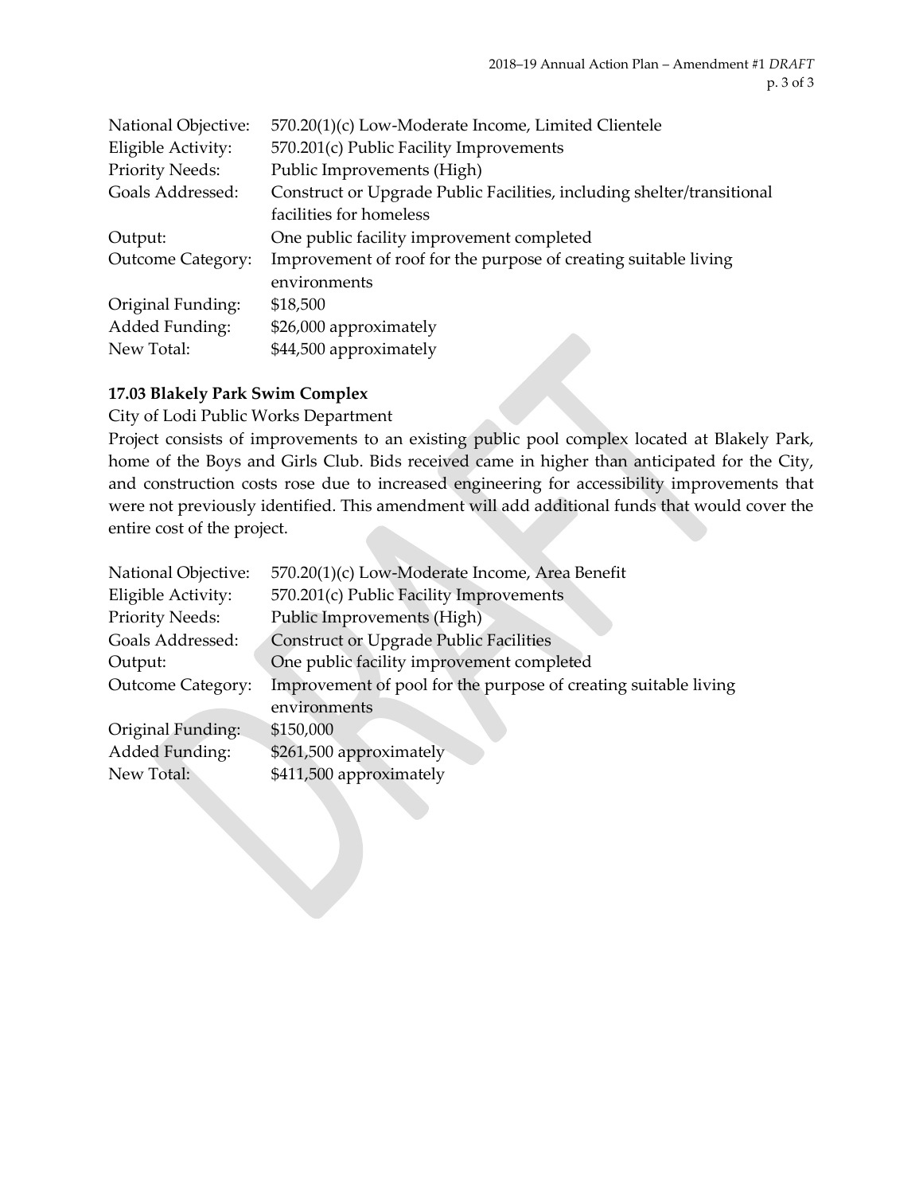| | |
|---|---|
| National Objective: | 570.20(1)(c) Low-Moderate Income, Limited Clientele |
| Eligible Activity: | 570.201(c) Public Facility Improvements |
| Priority Needs: | Public Improvements (High) |
| Goals Addressed: | Construct or Upgrade Public Facilities, including shelter/transitional facilities for homeless |
| Output: | One public facility improvement completed |
| Outcome Category: | Improvement of roof for the purpose of creating suitable living environments |
| Original Funding: | $18,500 |
| Added Funding: | $26,000 approximately |
| New Total: | $44,500 approximately |

**17.03 Blakely Park Swim Complex**

City of Lodi Public Works Department

Project consists of improvements to an existing public pool complex located at Blakely Park, home of the Boys and Girls Club. Bids received came in higher than anticipated for the City, and construction costs rose due to increased engineering for accessibility improvements that were not previously identified. This amendment will add additional funds that would cover the entire cost of the project.

| | |
|---|---|
| National Objective: | 570.20(1)(c) Low-Moderate Income, Area Benefit |
| Eligible Activity: | 570.201(c) Public Facility Improvements |
| Priority Needs: | Public Improvements (High) |
| Goals Addressed: | Construct or Upgrade Public Facilities |
| Output: | One public facility improvement completed |
| Outcome Category: | Improvement of pool for the purpose of creating suitable living environments |
| Original Funding: | $150,000 |
| Added Funding: | $261,500 approximately |
| New Total: | $411,500 approximately |